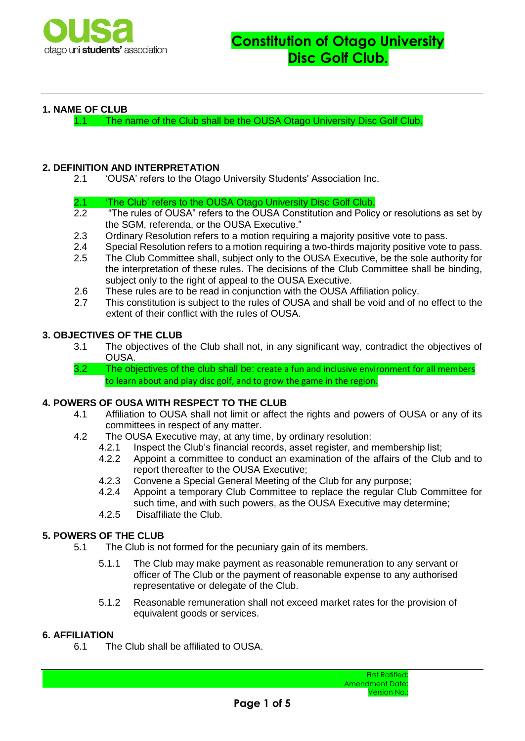# Constitution of Otago University Disc Golf Club.

## 1. NAME OF CLUB

1.1 The name of the Club shall be the OUSA Otago University Disc Golf Club.

## 2. DEFINITION AND INTERPRETATION

2.1 'OUSA' refers to the Otago University Students' Association Inc.

2.1 'The Club' refers to the OUSA Otago University Disc Golf Club.

2.2 "The rules of OUSA" refers to the OUSA Constitution and Policy or resolutions as set by the SGM, referenda, or the OUSA Executive."

2.3 Ordinary Resolution refers to a motion requiring a majority positive vote to pass.

2.4 Special Resolution refers to a motion requiring a two-thirds majority positive vote to pass.

2.5 The Club Committee shall, subject only to the OUSA Executive, be the sole authority for the interpretation of these rules. The decisions of the Club Committee shall be binding, subject only to the right of appeal to the OUSA Executive.

2.6 These rules are to be read in conjunction with the OUSA Affiliation policy.

2.7 This constitution is subject to the rules of OUSA and shall be void and of no effect to the extent of their conflict with the rules of OUSA.

## 3. OBJECTIVES OF THE CLUB

3.1 The objectives of the Club shall not, in any significant way, contradict the objectives of OUSA.

3.2 The objectives of the club shall be: create a fun and inclusive environment for all members to learn about and play disc golf, and to grow the game in the region.

## 4. POWERS OF OUSA WITH RESPECT TO THE CLUB

4.1 Affiliation to OUSA shall not limit or affect the rights and powers of OUSA or any of its committees in respect of any matter.

4.2 The OUSA Executive may, at any time, by ordinary resolution:

- 4.2.1 Inspect the Club's financial records, asset register, and membership list;
- 4.2.2 Appoint a committee to conduct an examination of the affairs of the Club and to report thereafter to the OUSA Executive;
- 4.2.3 Convene a Special General Meeting of the Club for any purpose;
- 4.2.4 Appoint a temporary Club Committee to replace the regular Club Committee for such time, and with such powers, as the OUSA Executive may determine;
- 4.2.5 Disaffiliate the Club.

## 5. POWERS OF THE CLUB

5.1 The Club is not formed for the pecuniary gain of its members.

- 5.1.1 The Club may make payment as reasonable remuneration to any servant or officer of The Club or the payment of reasonable expense to any authorised representative or delegate of the Club.
- 5.1.2 Reasonable remuneration shall not exceed market rates for the provision of equivalent goods or services.

## 6. AFFILIATION

6.1 The Club shall be affiliated to OUSA.

First Ratified:
Amendment Date:
Version No.: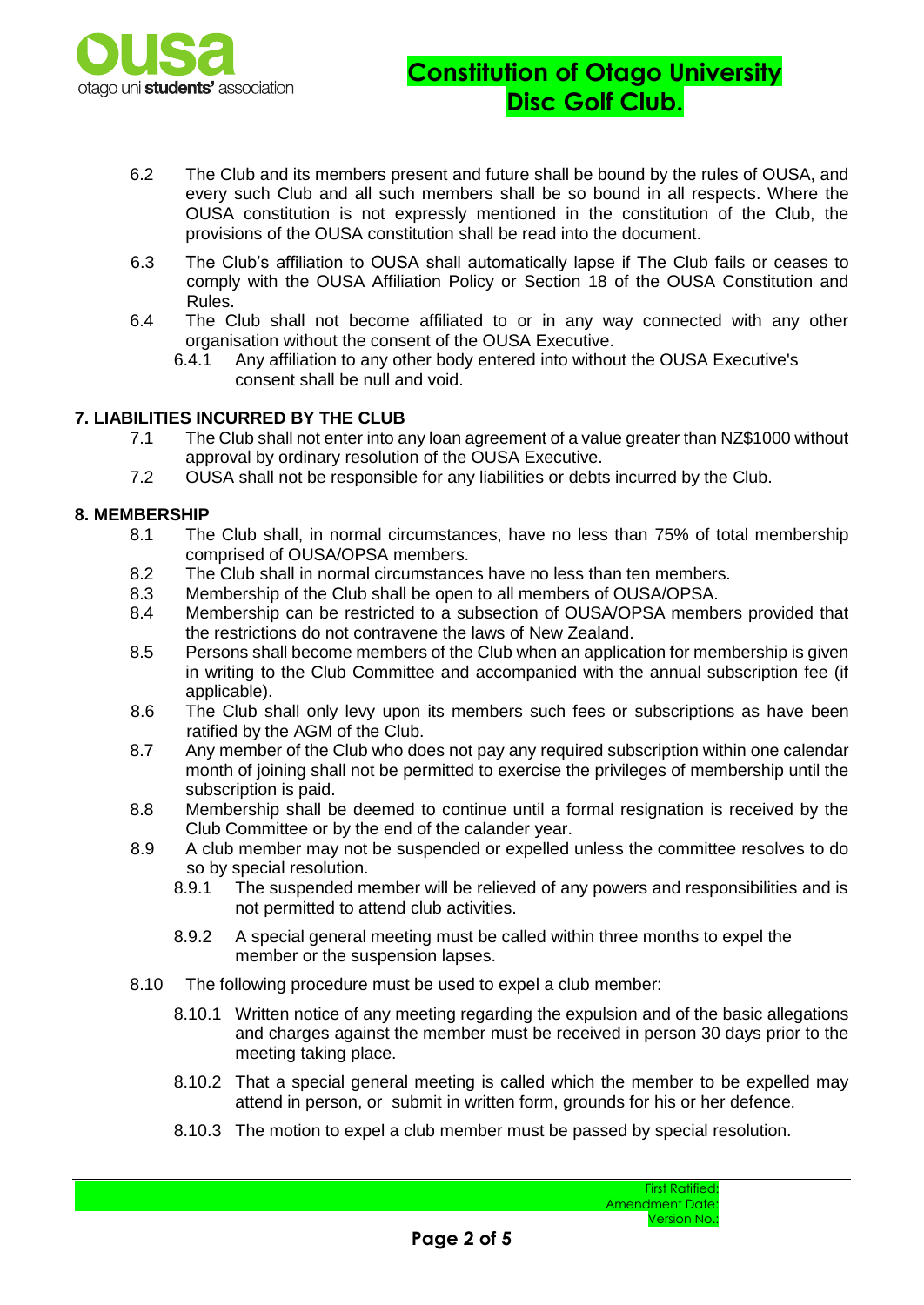6.2 The Club and its members present and future shall be bound by the rules of OUSA, and every such Club and all such members shall be so bound in all respects. Where the OUSA constitution is not expressly mentioned in the constitution of the Club, the provisions of the OUSA constitution shall be read into the document.

6.3 The Club's affiliation to OUSA shall automatically lapse if The Club fails or ceases to comply with the OUSA Affiliation Policy or Section 18 of the OUSA Constitution and Rules.

6.4 The Club shall not become affiliated to or in any way connected with any other organisation without the consent of the OUSA Executive.

6.4.1 Any affiliation to any other body entered into without the OUSA Executive's consent shall be null and void.

## 7. LIABILITIES INCURRED BY THE CLUB

7.1 The Club shall not enter into any loan agreement of a value greater than NZ$1000 without approval by ordinary resolution of the OUSA Executive.

7.2 OUSA shall not be responsible for any liabilities or debts incurred by the Club.

## 8. MEMBERSHIP

8.1 The Club shall, in normal circumstances, have no less than 75% of total membership comprised of OUSA/OPSA members.

8.2 The Club shall in normal circumstances have no less than ten members.

8.3 Membership of the Club shall be open to all members of OUSA/OPSA.

8.4 Membership can be restricted to a subsection of OUSA/OPSA members provided that the restrictions do not contravene the laws of New Zealand.

8.5 Persons shall become members of the Club when an application for membership is given in writing to the Club Committee and accompanied with the annual subscription fee (if applicable).

8.6 The Club shall only levy upon its members such fees or subscriptions as have been ratified by the AGM of the Club.

8.7 Any member of the Club who does not pay any required subscription within one calendar month of joining shall not be permitted to exercise the privileges of membership until the subscription is paid.

8.8 Membership shall be deemed to continue until a formal resignation is received by the Club Committee or by the end of the calander year.

8.9 A club member may not be suspended or expelled unless the committee resolves to do so by special resolution.

8.9.1 The suspended member will be relieved of any powers and responsibilities and is not permitted to attend club activities.

8.9.2 A special general meeting must be called within three months to expel the member or the suspension lapses.

8.10 The following procedure must be used to expel a club member:

8.10.1 Written notice of any meeting regarding the expulsion and of the basic allegations and charges against the member must be received in person 30 days prior to the meeting taking place.

8.10.2 That a special general meeting is called which the member to be expelled may attend in person, or submit in written form, grounds for his or her defence.

8.10.3 The motion to expel a club member must be passed by special resolution.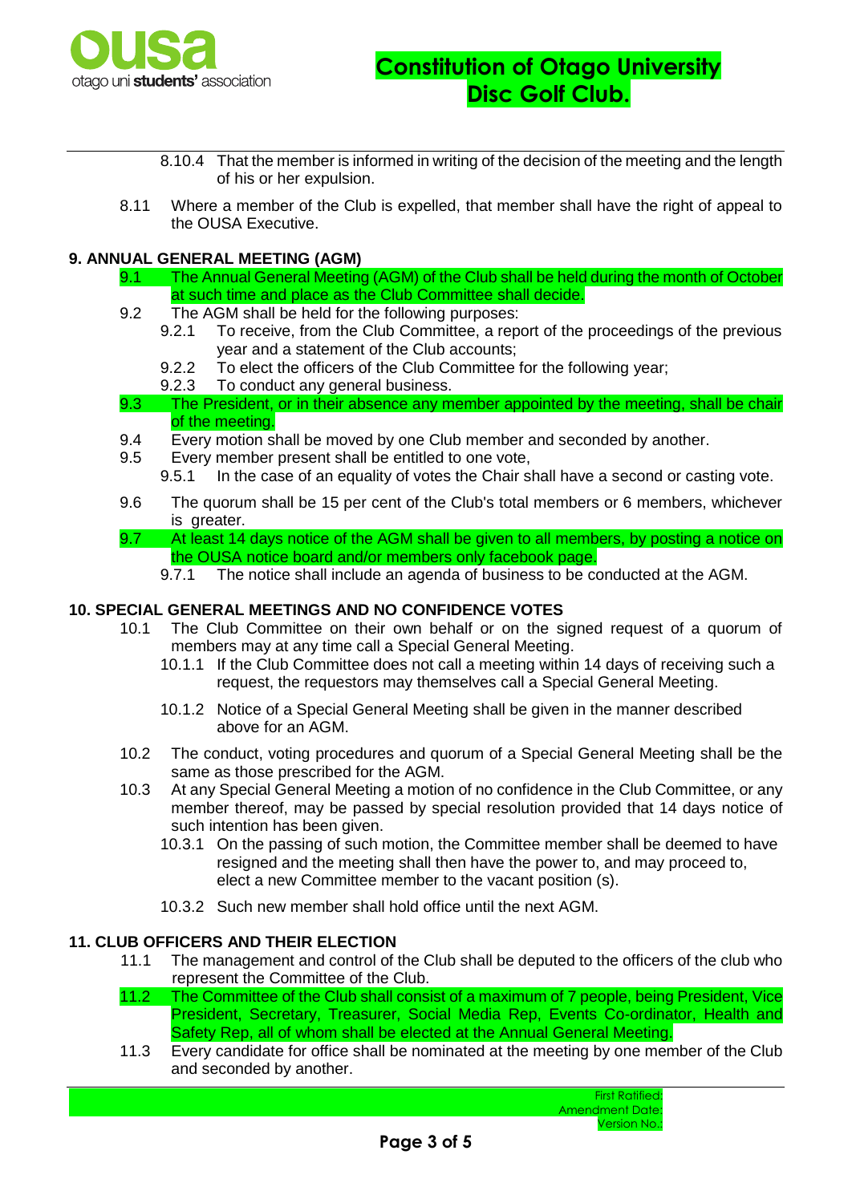8.10.4 That the member is informed in writing of the decision of the meeting and the length of his or her expulsion.

8.11 Where a member of the Club is expelled, that member shall have the right of appeal to the OUSA Executive.

## 9. ANNUAL GENERAL MEETING (AGM)

9.1 The Annual General Meeting (AGM) of the Club shall be held during the month of October at such time and place as the Club Committee shall decide.

9.2 The AGM shall be held for the following purposes:

9.2.1 To receive, from the Club Committee, a report of the proceedings of the previous year and a statement of the Club accounts;

9.2.2 To elect the officers of the Club Committee for the following year;

9.2.3 To conduct any general business.

9.3 The President, or in their absence any member appointed by the meeting, shall be chair of the meeting.

9.4 Every motion shall be moved by one Club member and seconded by another.

9.5 Every member present shall be entitled to one vote,

9.5.1 In the case of an equality of votes the Chair shall have a second or casting vote.

9.6 The quorum shall be 15 per cent of the Club's total members or 6 members, whichever is greater.

9.7 At least 14 days notice of the AGM shall be given to all members, by posting a notice on the OUSA notice board and/or members only facebook page.

9.7.1 The notice shall include an agenda of business to be conducted at the AGM.

## 10. SPECIAL GENERAL MEETINGS AND NO CONFIDENCE VOTES

10.1 The Club Committee on their own behalf or on the signed request of a quorum of members may at any time call a Special General Meeting.

10.1.1 If the Club Committee does not call a meeting within 14 days of receiving such a request, the requestors may themselves call a Special General Meeting.

10.1.2 Notice of a Special General Meeting shall be given in the manner described above for an AGM.

10.2 The conduct, voting procedures and quorum of a Special General Meeting shall be the same as those prescribed for the AGM.

10.3 At any Special General Meeting a motion of no confidence in the Club Committee, or any member thereof, may be passed by special resolution provided that 14 days notice of such intention has been given.

10.3.1 On the passing of such motion, the Committee member shall be deemed to have resigned and the meeting shall then have the power to, and may proceed to, elect a new Committee member to the vacant position (s).

10.3.2 Such new member shall hold office until the next AGM.

## 11. CLUB OFFICERS AND THEIR ELECTION

11.1 The management and control of the Club shall be deputed to the officers of the club who represent the Committee of the Club.

11.2 The Committee of the Club shall consist of a maximum of 7 people, being President, Vice President, Secretary, Treasurer, Social Media Rep, Events Co-ordinator, Health and Safety Rep, all of whom shall be elected at the Annual General Meeting.

11.3 Every candidate for office shall be nominated at the meeting by one member of the Club and seconded by another.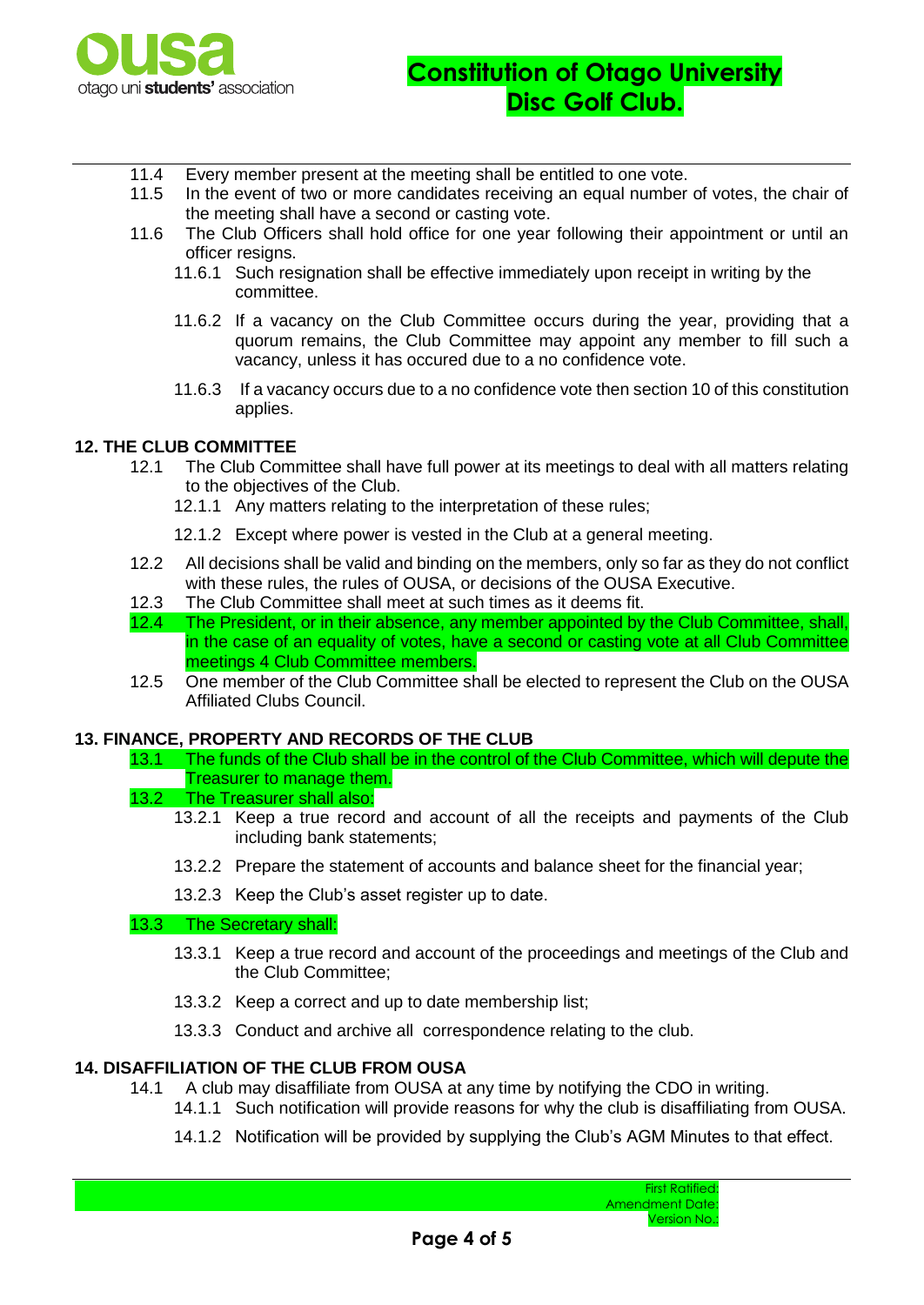11.4 Every member present at the meeting shall be entitled to one vote.

11.5 In the event of two or more candidates receiving an equal number of votes, the chair of the meeting shall have a second or casting vote.

11.6 The Club Officers shall hold office for one year following their appointment or until an officer resigns.

11.6.1 Such resignation shall be effective immediately upon receipt in writing by the committee.

11.6.2 If a vacancy on the Club Committee occurs during the year, providing that a quorum remains, the Club Committee may appoint any member to fill such a vacancy, unless it has occured due to a no confidence vote.

11.6.3 If a vacancy occurs due to a no confidence vote then section 10 of this constitution applies.

## 12. THE CLUB COMMITTEE

12.1 The Club Committee shall have full power at its meetings to deal with all matters relating to the objectives of the Club.

12.1.1 Any matters relating to the interpretation of these rules;

12.1.2 Except where power is vested in the Club at a general meeting.

12.2 All decisions shall be valid and binding on the members, only so far as they do not conflict with these rules, the rules of OUSA, or decisions of the OUSA Executive.

12.3 The Club Committee shall meet at such times as it deems fit.

12.4 The President, or in their absence, any member appointed by the Club Committee, shall, in the case of an equality of votes, have a second or casting vote at all Club Committee meetings 4 Club Committee members.

12.5 One member of the Club Committee shall be elected to represent the Club on the OUSA Affiliated Clubs Council.

## 13. FINANCE, PROPERTY AND RECORDS OF THE CLUB

13.1 The funds of the Club shall be in the control of the Club Committee, which will depute the Treasurer to manage them.

13.2 The Treasurer shall also:

13.2.1 Keep a true record and account of all the receipts and payments of the Club including bank statements;

13.2.2 Prepare the statement of accounts and balance sheet for the financial year;

13.2.3 Keep the Club's asset register up to date.

13.3 The Secretary shall:

13.3.1 Keep a true record and account of the proceedings and meetings of the Club and the Club Committee;

13.3.2 Keep a correct and up to date membership list;

13.3.3 Conduct and archive all correspondence relating to the club.

## 14. DISAFFILIATION OF THE CLUB FROM OUSA

14.1 A club may disaffiliate from OUSA at any time by notifying the CDO in writing.

14.1.1 Such notification will provide reasons for why the club is disaffiliating from OUSA.

14.1.2 Notification will be provided by supplying the Club's AGM Minutes to that effect.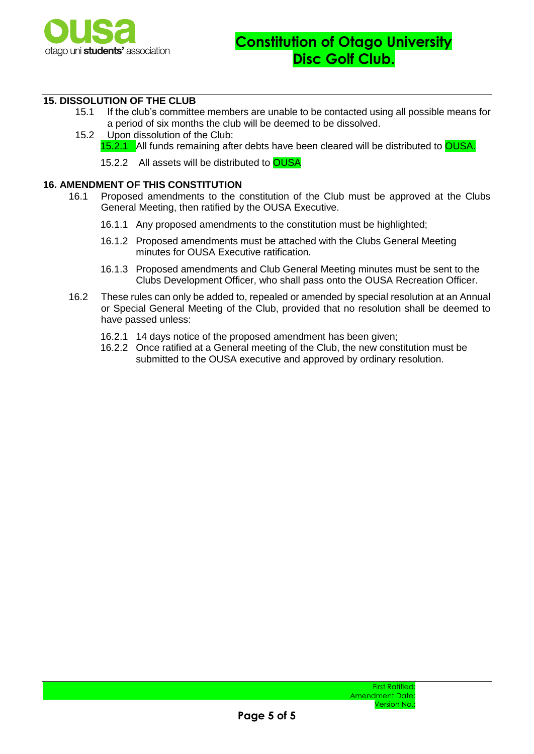## 15. DISSOLUTION OF THE CLUB

15.1 If the club's committee members are unable to be contacted using all possible means for a period of six months the club will be deemed to be dissolved.

15.2 Upon dissolution of the Club:

15.2.1 All funds remaining after debts have been cleared will be distributed to OUSA.

15.2.2 All assets will be distributed to OUSA

## 16. AMENDMENT OF THIS CONSTITUTION

16.1 Proposed amendments to the constitution of the Club must be approved at the Clubs General Meeting, then ratified by the OUSA Executive.

16.1.1 Any proposed amendments to the constitution must be highlighted;

16.1.2 Proposed amendments must be attached with the Clubs General Meeting minutes for OUSA Executive ratification.

16.1.3 Proposed amendments and Club General Meeting minutes must be sent to the Clubs Development Officer, who shall pass onto the OUSA Recreation Officer.

16.2 These rules can only be added to, repealed or amended by special resolution at an Annual or Special General Meeting of the Club, provided that no resolution shall be deemed to have passed unless:

16.2.1 14 days notice of the proposed amendment has been given;

16.2.2 Once ratified at a General meeting of the Club, the new constitution must be submitted to the OUSA executive and approved by ordinary resolution.

First Ratified:
Amendment Date:
Version No.: